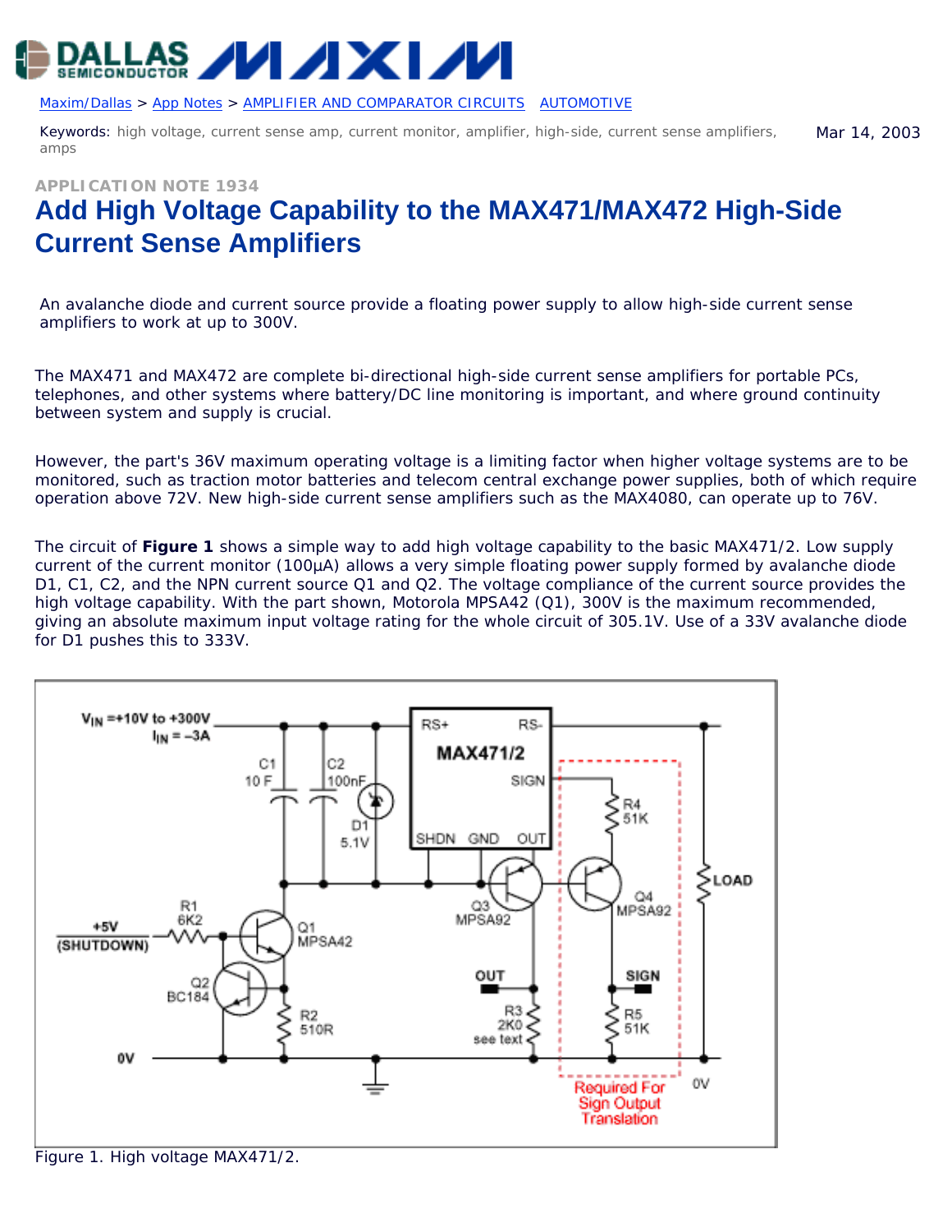Maxim/Dallas > App Notes > AMPLIFIER AND COMPARATOR CIRCUITS AUTOMOTIVE

Keywords: high voltage, current sense amp, current monitor, amplifier, high-side, current sense amplifiers, amps

Mar 14, 2003

APPLICATION NOTE 1934

# Add High Voltage Capability to the MAX471/MAX472 High-Side Current Sense Amplifiers

An avalanche diode and current source provide a floating power supply to allow high-side current sense amplifiers to work at up to 300V.

The MAX471 and MAX472 are complete bi-directional high-side current sense amplifiers for portable PCs, telephones, and other systems where battery/DC line monitoring is important, and where ground continuity between system and supply is crucial.

However, the part's 36V maximum operating voltage is a limiting factor when higher voltage systems are to be monitored, such as traction motor batteries and telecom central exchange power supplies, both of which require operation above 72V. New high-side current sense amplifiers such as the MAX4080, can operate up to 76V.

The circuit of **Figure 1** shows a simple way to add high voltage capability to the basic MAX471/2. Low supply current of the current monitor (100µA) allows a very simple floating power supply formed by avalanche diode D1, C1, C2, and the NPN current source Q1 and Q2. The voltage compliance of the current source provides the high voltage capability. With the part shown, Motorola MPSA42 (Q1), 300V is the maximum recommended, giving an absolute maximum input voltage rating for the whole circuit of 305.1V. Use of a 33V avalanche diode for D1 pushes this to 333V.

Figure 1. High voltage MAX471/2.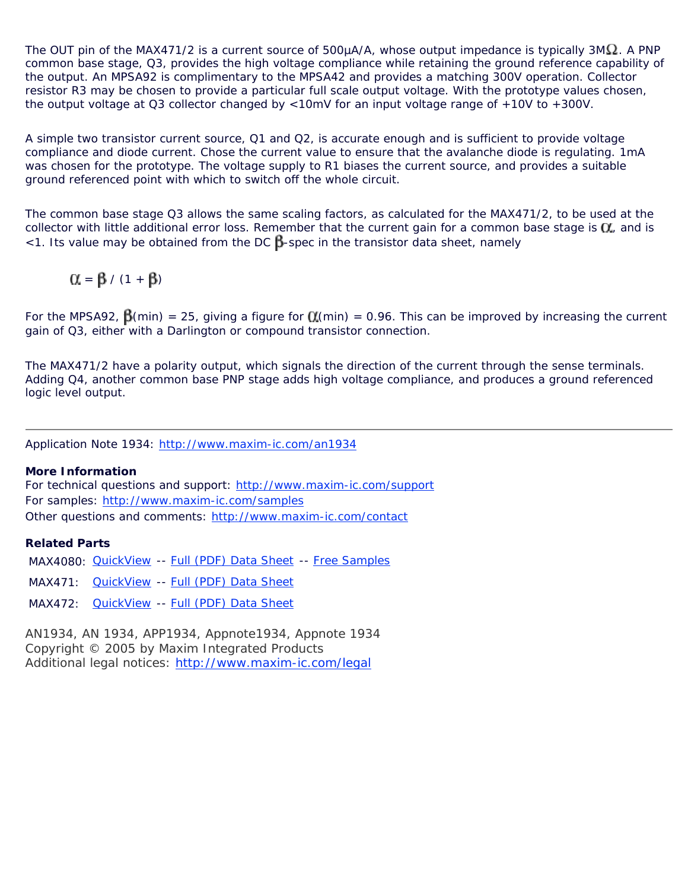The OUT pin of the MAX471/2 is a current source of 500µA/A, whose output impedance is typically 3MΩ. A PNP common base stage, Q3, provides the high voltage compliance while retaining the ground reference capability of the output. An MPSA92 is complimentary to the MPSA42 and provides a matching 300V operation. Collector resistor R3 may be chosen to provide a particular full scale output voltage. With the prototype values chosen, the output voltage at Q3 collector changed by <10mV for an input voltage range of +10V to +300V.

A simple two transistor current source, Q1 and Q2, is accurate enough and is sufficient to provide voltage compliance and diode current. Chose the current value to ensure that the avalanche diode is regulating. 1mA was chosen for the prototype. The voltage supply to R1 biases the current source, and provides a suitable ground referenced point with which to switch off the whole circuit.

The common base stage Q3 allows the same scaling factors, as calculated for the MAX471/2, to be used at the collector with little additional error loss. Remember that the current gain for a common base stage is $\alpha$, and is <1. Its value may be obtained from the DC $\beta$-spec in the transistor data sheet, namely

$$\alpha = \beta / (1 + \beta)$$

For the MPSA92, $\beta$(min) = 25, giving a figure for $\alpha$(min) = 0.96. This can be improved by increasing the current gain of Q3, either with a Darlington or compound transistor connection.

The MAX471/2 have a polarity output, which signals the direction of the current through the sense terminals. Adding Q4, another common base PNP stage adds high voltage compliance, and produces a ground referenced logic level output.

---

Application Note 1934: http://www.maxim-ic.com/an1934

**More Information**
For technical questions and support: http://www.maxim-ic.com/support
For samples: http://www.maxim-ic.com/samples
Other questions and comments: http://www.maxim-ic.com/contact

**Related Parts**

MAX4080: QuickView -- Full (PDF) Data Sheet -- Free Samples

MAX471: QuickView -- Full (PDF) Data Sheet

MAX472: QuickView -- Full (PDF) Data Sheet

AN1934, AN 1934, APP1934, Appnote1934, Appnote 1934
Copyright © 2005 by Maxim Integrated Products
Additional legal notices: http://www.maxim-ic.com/legal